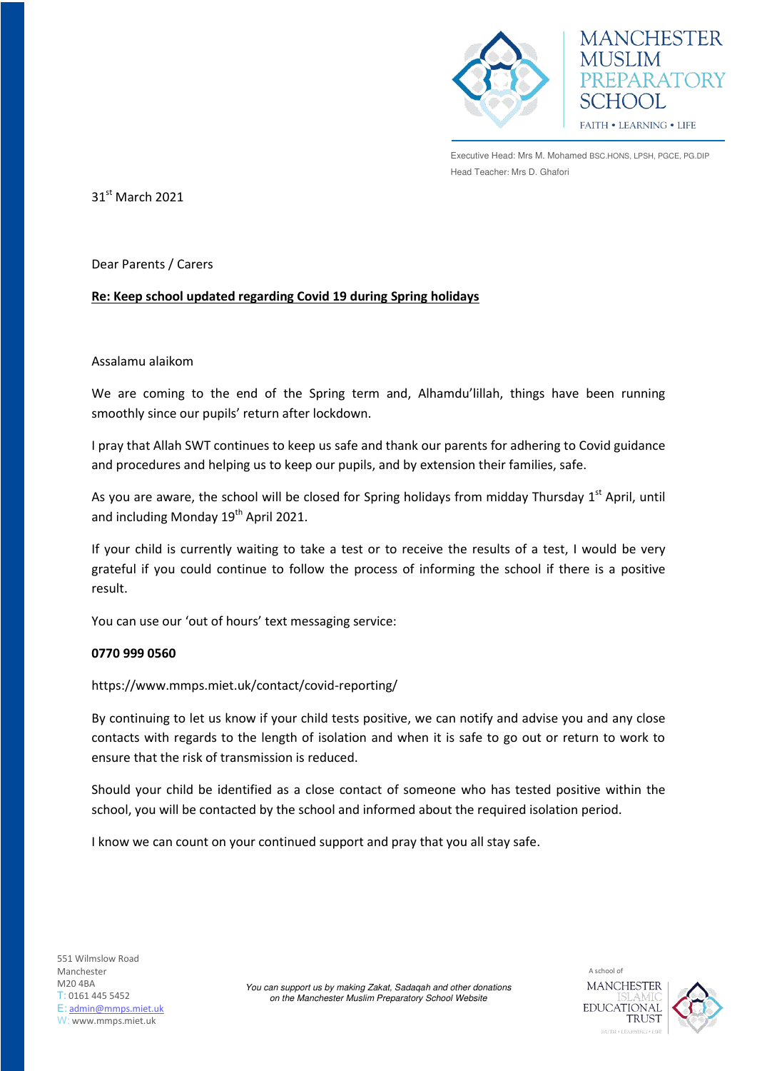MANCHESTER MUSLIM PREPARATORY SCHOOL

FAITH • LEARNING • LIFE

Executive Head: Mrs M. Mohamed BSC.HONS, LPSH, PGCE, PG.DIP

Head Teacher: Mrs D. Ghafori

31st March 2021

Dear Parents / Carers

**Re: Keep school updated regarding Covid 19 during Spring holidays**

Assalamu alaikom

We are coming to the end of the Spring term and, Alhamdu'lillah, things have been running smoothly since our pupils' return after lockdown.

I pray that Allah SWT continues to keep us safe and thank our parents for adhering to Covid guidance and procedures and helping us to keep our pupils, and by extension their families, safe.

As you are aware, the school will be closed for Spring holidays from midday Thursday 1st April, until and including Monday 19th April 2021.

If your child is currently waiting to take a test or to receive the results of a test, I would be very grateful if you could continue to follow the process of informing the school if there is a positive result.

You can use our 'out of hours' text messaging service:

**0770 999 0560**

https://www.mmps.miet.uk/contact/covid-reporting/

By continuing to let us know if your child tests positive, we can notify and advise you and any close contacts with regards to the length of isolation and when it is safe to go out or return to work to ensure that the risk of transmission is reduced.

Should your child be identified as a close contact of someone who has tested positive within the school, you will be contacted by the school and informed about the required isolation period.

I know we can count on your continued support and pray that you all stay safe.

551 Wilmslow Road
Manchester
M20 4BA
T: 0161 445 5452
E: admin@mmps.miet.uk
W: www.mmps.miet.uk

*You can support us by making Zakat, Sadaqah and other donations on the Manchester Muslim Preparatory School Website*

A school of MANCHESTER ISLAMIC EDUCATIONAL TRUST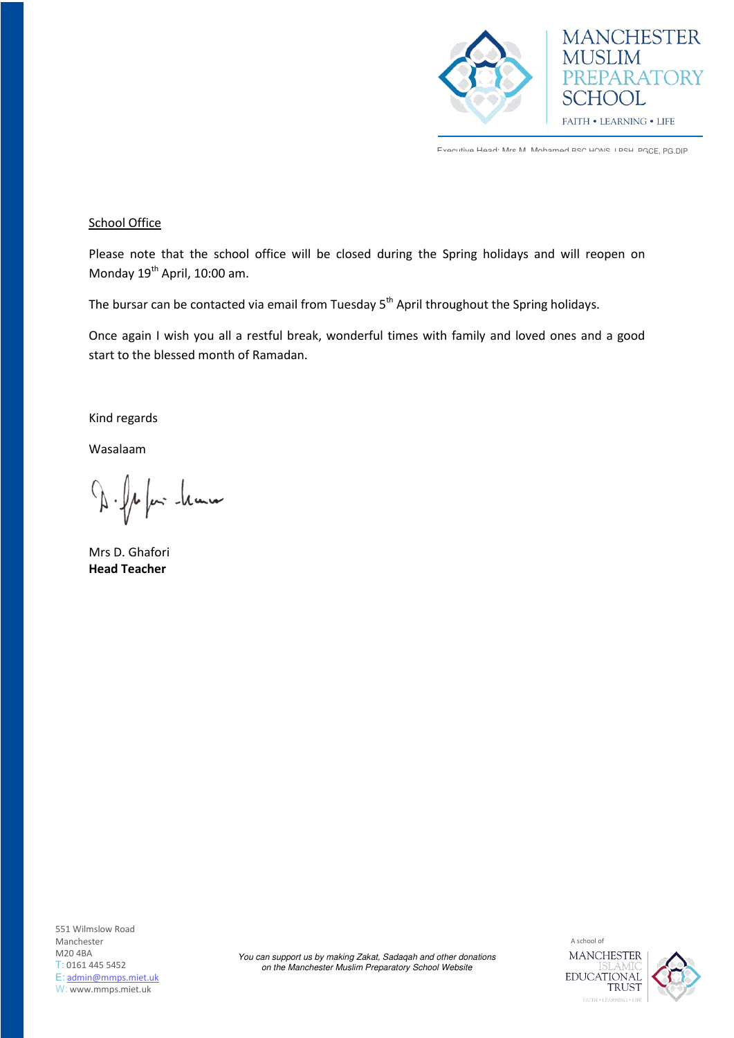School Office

Please note that the school office will be closed during the Spring holidays and will reopen on Monday 19th April, 10:00 am.

The bursar can be contacted via email from Tuesday 5th April throughout the Spring holidays.

Once again I wish you all a restful break, wonderful times with family and loved ones and a good start to the blessed month of Ramadan.

Kind regards

Wasalaam

Mrs D. Ghafori
**Head Teacher**